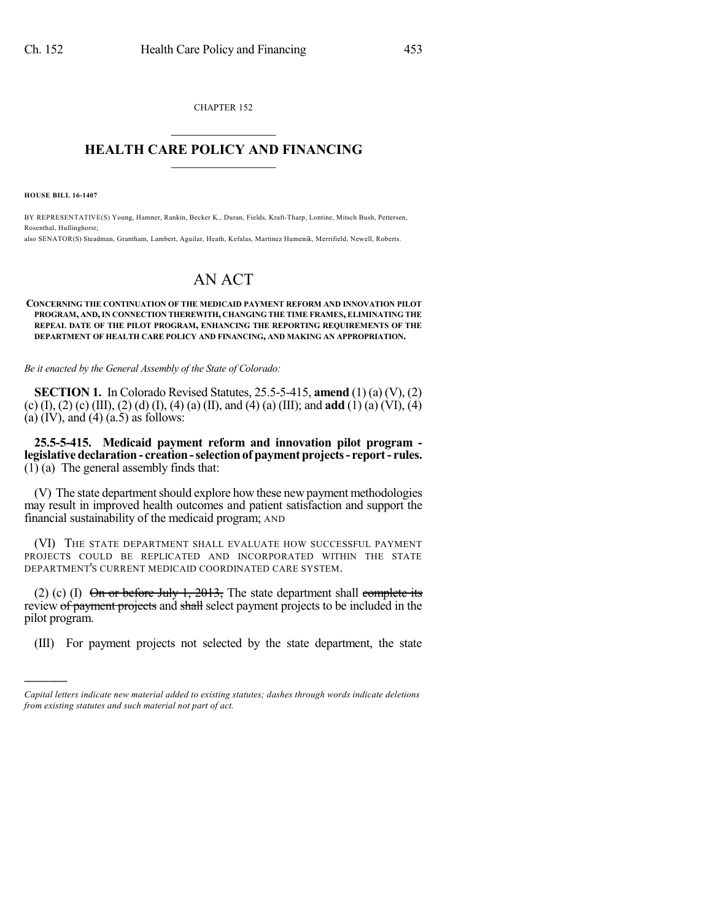CHAPTER 152

# HEALTH CARE POLICY AND FINANCING

**HOUSE BILL 16-1407**

BY REPRESENTATIVE(S) Young, Hamner, Rankin, Becker K., Duran, Fields, Kraft-Tharp, Lontine, Mitsch Bush, Pettersen, Rosenthal, Hullinghorst;
also SENATOR(S) Steadman, Grantham, Lambert, Aguilar, Heath, Kefalas, Martinez Humenik, Merrifield, Newell, Roberts.

# AN ACT

**CONCERNING THE CONTINUATION OF THE MEDICAID PAYMENT REFORM AND INNOVATION PILOT PROGRAM, AND, IN CONNECTION THEREWITH, CHANGING THE TIME FRAMES, ELIMINATING THE REPEAL DATE OF THE PILOT PROGRAM, ENHANCING THE REPORTING REQUIREMENTS OF THE DEPARTMENT OF HEALTH CARE POLICY AND FINANCING, AND MAKING AN APPROPRIATION.**

*Be it enacted by the General Assembly of the State of Colorado:*

**SECTION 1.** In Colorado Revised Statutes, 25.5-5-415, **amend** (1) (a) (V), (2) (c) (I), (2) (c) (III), (2) (d) (I), (4) (a) (II), and (4) (a) (III); and **add** (1) (a) (VI), (4) (a) (IV), and (4) (a.5) as follows:

**25.5-5-415. Medicaid payment reform and innovation pilot program - legislative declaration - creation - selection of payment projects - report - rules.** (1) (a) The general assembly finds that:

(V) The state department should explore how these new payment methodologies may result in improved health outcomes and patient satisfaction and support the financial sustainability of the medicaid program; AND

(VI) THE STATE DEPARTMENT SHALL EVALUATE HOW SUCCESSFUL PAYMENT PROJECTS COULD BE REPLICATED AND INCORPORATED WITHIN THE STATE DEPARTMENT'S CURRENT MEDICAID COORDINATED CARE SYSTEM.

(2) (c) (I) ~~On or before July 1, 2013,~~ The state department shall ~~complete its~~ review ~~of payment projects~~ and ~~shall~~ select payment projects to be included in the pilot program.

(III) For payment projects not selected by the state department, the state

---

*Capital letters indicate new material added to existing statutes; dashes through words indicate deletions from existing statutes and such material not part of act.*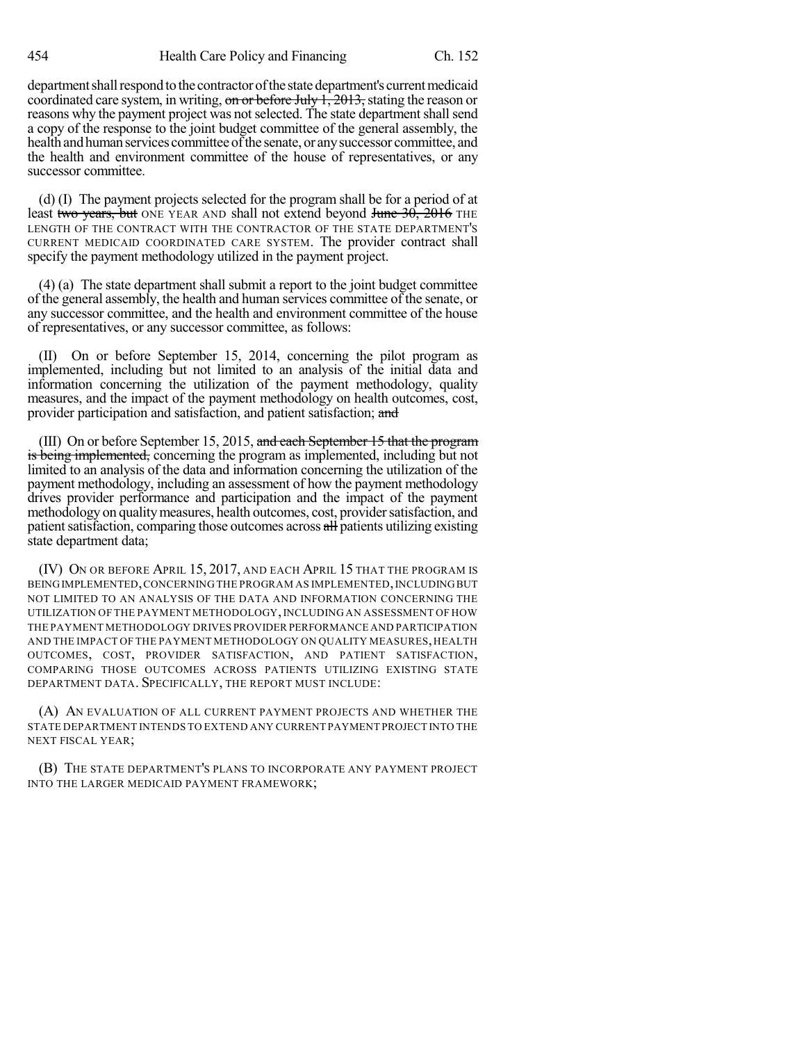department shall respond to the contractor of the state department's current medicaid coordinated care system, in writing, ~~on or before July 1, 2013,~~ stating the reason or reasons why the payment project was not selected. The state department shall send a copy of the response to the joint budget committee of the general assembly, the health and human services committee of the senate, or any successor committee, and the health and environment committee of the house of representatives, or any successor committee.

(d) (I) The payment projects selected for the program shall be for a period of at least ~~two years, but~~ ONE YEAR AND shall not extend beyond ~~June 30, 2016~~ THE LENGTH OF THE CONTRACT WITH THE CONTRACTOR OF THE STATE DEPARTMENT'S CURRENT MEDICAID COORDINATED CARE SYSTEM. The provider contract shall specify the payment methodology utilized in the payment project.

(4) (a) The state department shall submit a report to the joint budget committee of the general assembly, the health and human services committee of the senate, or any successor committee, and the health and environment committee of the house of representatives, or any successor committee, as follows:

(II) On or before September 15, 2014, concerning the pilot program as implemented, including but not limited to an analysis of the initial data and information concerning the utilization of the payment methodology, quality measures, and the impact of the payment methodology on health outcomes, cost, provider participation and satisfaction, and patient satisfaction; ~~and~~

(III) On or before September 15, 2015, ~~and each September 15 that the program is being implemented,~~ concerning the program as implemented, including but not limited to an analysis of the data and information concerning the utilization of the payment methodology, including an assessment of how the payment methodology drives provider performance and participation and the impact of the payment methodology on quality measures, health outcomes, cost, provider satisfaction, and patient satisfaction, comparing those outcomes across ~~all~~ patients utilizing existing state department data;

(IV) ON OR BEFORE APRIL 15, 2017, AND EACH APRIL 15 THAT THE PROGRAM IS BEING IMPLEMENTED, CONCERNING THE PROGRAM AS IMPLEMENTED, INCLUDING BUT NOT LIMITED TO AN ANALYSIS OF THE DATA AND INFORMATION CONCERNING THE UTILIZATION OF THE PAYMENT METHODOLOGY, INCLUDING AN ASSESSMENT OF HOW THE PAYMENT METHODOLOGY DRIVES PROVIDER PERFORMANCE AND PARTICIPATION AND THE IMPACT OF THE PAYMENT METHODOLOGY ON QUALITY MEASURES, HEALTH OUTCOMES, COST, PROVIDER SATISFACTION, AND PATIENT SATISFACTION, COMPARING THOSE OUTCOMES ACROSS PATIENTS UTILIZING EXISTING STATE DEPARTMENT DATA. SPECIFICALLY, THE REPORT MUST INCLUDE:

(A) AN EVALUATION OF ALL CURRENT PAYMENT PROJECTS AND WHETHER THE STATE DEPARTMENT INTENDS TO EXTEND ANY CURRENT PAYMENT PROJECT INTO THE NEXT FISCAL YEAR;

(B) THE STATE DEPARTMENT'S PLANS TO INCORPORATE ANY PAYMENT PROJECT INTO THE LARGER MEDICAID PAYMENT FRAMEWORK;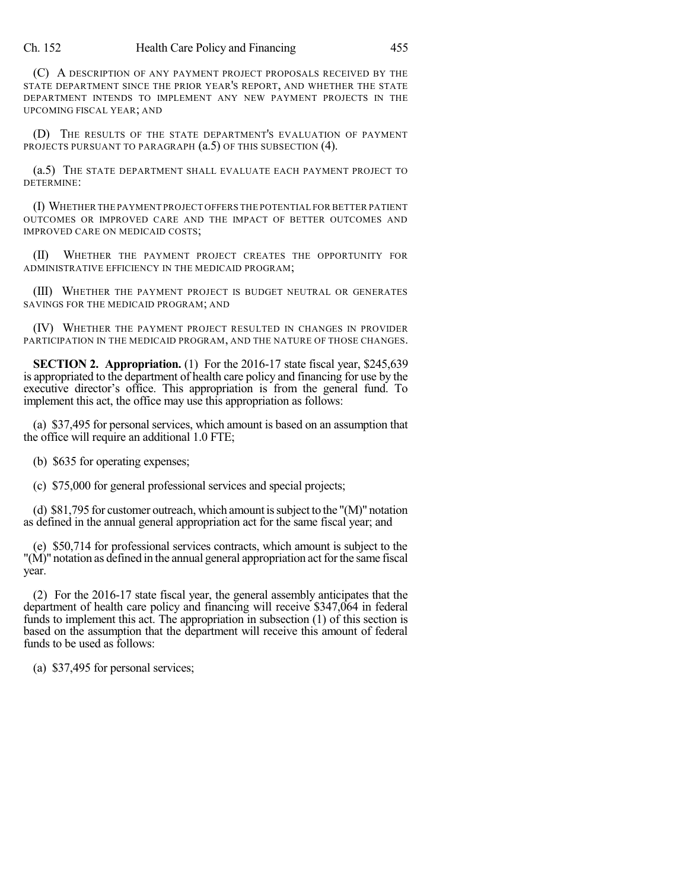(C) A DESCRIPTION OF ANY PAYMENT PROJECT PROPOSALS RECEIVED BY THE STATE DEPARTMENT SINCE THE PRIOR YEAR'S REPORT, AND WHETHER THE STATE DEPARTMENT INTENDS TO IMPLEMENT ANY NEW PAYMENT PROJECTS IN THE UPCOMING FISCAL YEAR; AND

(D) THE RESULTS OF THE STATE DEPARTMENT'S EVALUATION OF PAYMENT PROJECTS PURSUANT TO PARAGRAPH (a.5) OF THIS SUBSECTION (4).

(a.5) THE STATE DEPARTMENT SHALL EVALUATE EACH PAYMENT PROJECT TO DETERMINE:

(I) WHETHER THE PAYMENT PROJECT OFFERS THE POTENTIAL FOR BETTER PATIENT OUTCOMES OR IMPROVED CARE AND THE IMPACT OF BETTER OUTCOMES AND IMPROVED CARE ON MEDICAID COSTS;

(II) WHETHER THE PAYMENT PROJECT CREATES THE OPPORTUNITY FOR ADMINISTRATIVE EFFICIENCY IN THE MEDICAID PROGRAM;

(III) WHETHER THE PAYMENT PROJECT IS BUDGET NEUTRAL OR GENERATES SAVINGS FOR THE MEDICAID PROGRAM; AND

(IV) WHETHER THE PAYMENT PROJECT RESULTED IN CHANGES IN PROVIDER PARTICIPATION IN THE MEDICAID PROGRAM, AND THE NATURE OF THOSE CHANGES.

**SECTION 2. Appropriation.** (1) For the 2016-17 state fiscal year, $245,639 is appropriated to the department of health care policy and financing for use by the executive director's office. This appropriation is from the general fund. To implement this act, the office may use this appropriation as follows:

(a) $37,495 for personal services, which amount is based on an assumption that the office will require an additional 1.0 FTE;

(b) $635 for operating expenses;

(c) $75,000 for general professional services and special projects;

(d) $81,795 for customer outreach, which amount is subject to the "(M)" notation as defined in the annual general appropriation act for the same fiscal year; and

(e) $50,714 for professional services contracts, which amount is subject to the "(M)" notation as defined in the annual general appropriation act for the same fiscal year.

(2) For the 2016-17 state fiscal year, the general assembly anticipates that the department of health care policy and financing will receive $347,064 in federal funds to implement this act. The appropriation in subsection (1) of this section is based on the assumption that the department will receive this amount of federal funds to be used as follows:

(a) $37,495 for personal services;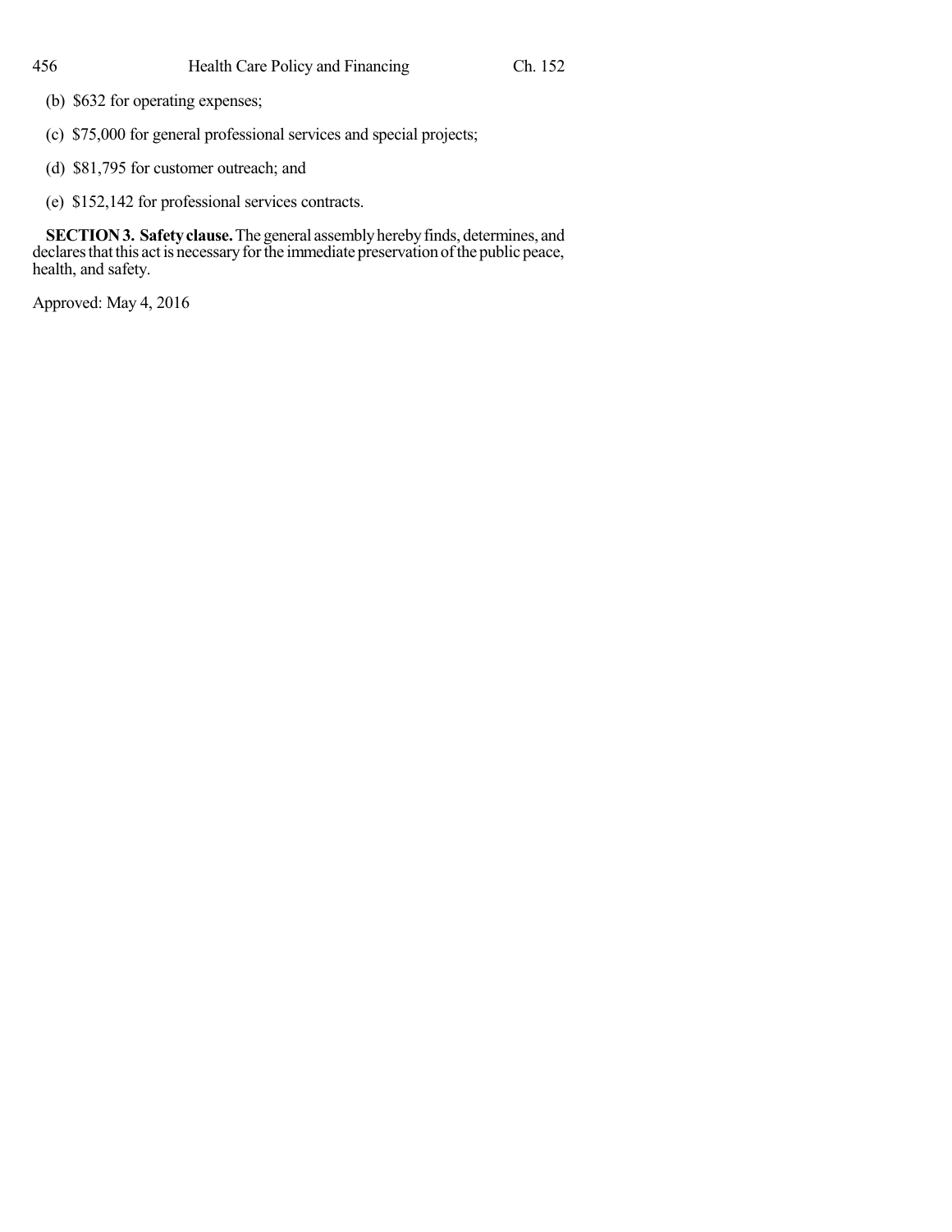(b) $632 for operating expenses;

(c) $75,000 for general professional services and special projects;

(d) $81,795 for customer outreach; and

(e) $152,142 for professional services contracts.

**SECTION 3. Safety clause.** The general assembly hereby finds, determines, and declares that this act is necessary for the immediate preservation of the public peace, health, and safety.

Approved: May 4, 2016